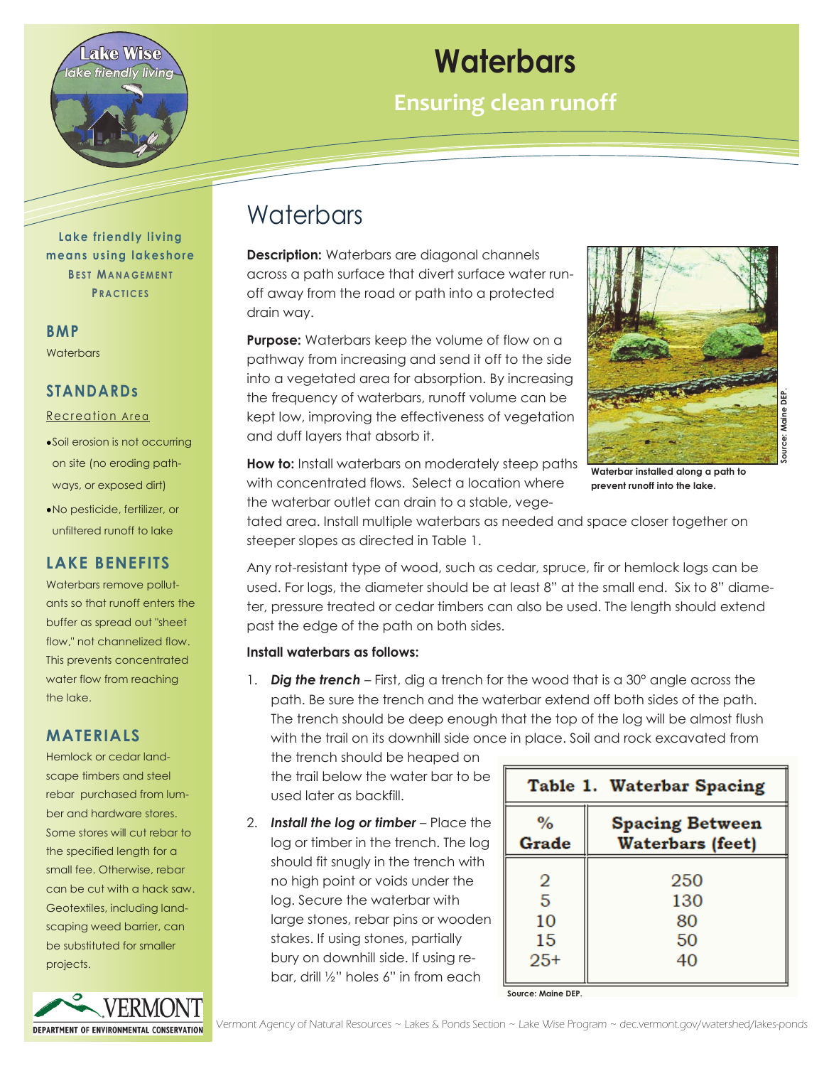# Waterbars

## Ensuring clean runoff

**Lake friendly living means using lakeshore BEST MANAGEMENT PRACTICES**

### BMP

Waterbars

### STANDARDs

Recreation Area

- Soil erosion is not occurring on site (no eroding pathways, or exposed dirt)
- No pesticide, fertilizer, or unfiltered runoff to lake

### LAKE BENEFITS

Waterbars remove pollutants so that runoff enters the buffer as spread out "sheet flow," not channelized flow. This prevents concentrated water flow from reaching the lake.

### MATERIALS

Hemlock or cedar landscape timbers and steel rebar purchased from lumber and hardware stores. Some stores will cut rebar to the specified length for a small fee. Otherwise, rebar can be cut with a hack saw. Geotextiles, including landscaping weed barrier, can be substituted for smaller projects.

# Waterbars

**Description:** Waterbars are diagonal channels across a path surface that divert surface water runoff away from the road or path into a protected drain way.

**Purpose:** Waterbars keep the volume of flow on a pathway from increasing and send it off to the side into a vegetated area for absorption. By increasing the frequency of waterbars, runoff volume can be kept low, improving the effectiveness of vegetation and duff layers that absorb it.

Waterbar installed along a path to prevent runoff into the lake.

Source: Maine DEP.

**How to:** Install waterbars on moderately steep paths with concentrated flows. Select a location where the waterbar outlet can drain to a stable, vegetated area. Install multiple waterbars as needed and space closer together on steeper slopes as directed in Table 1.

Any rot-resistant type of wood, such as cedar, spruce, fir or hemlock logs can be used. For logs, the diameter should be at least 8" at the small end. Six to 8" diameter, pressure treated or cedar timbers can also be used. The length should extend past the edge of the path on both sides.

**Install waterbars as follows:**

1. ***Dig the trench*** – First, dig a trench for the wood that is a 30° angle across the path. Be sure the trench and the waterbar extend off both sides of the path. The trench should be deep enough that the top of the log will be almost flush with the trail on its downhill side once in place. Soil and rock excavated from the trench should be heaped on the trail below the water bar to be used later as backfill.
2. ***Install the log or timber*** – Place the log or timber in the trench. The log should fit snugly in the trench with no high point or voids under the log. Secure the waterbar with large stones, rebar pins or wooden stakes. If using stones, partially bury on downhill side. If using rebar, drill ½" holes 6" in from each

**Table 1. Waterbar Spacing**

| % Grade | Spacing Between Waterbars (feet) |
|---|---|
| 2 | 250 |
| 5 | 130 |
| 10 | 80 |
| 15 | 50 |
| 25+ | 40 |

Source: Maine DEP.

Vermont Agency of Natural Resources ~ Lakes & Ponds Section ~ Lake Wise Program ~ dec.vermont.gov/watershed/lakes-ponds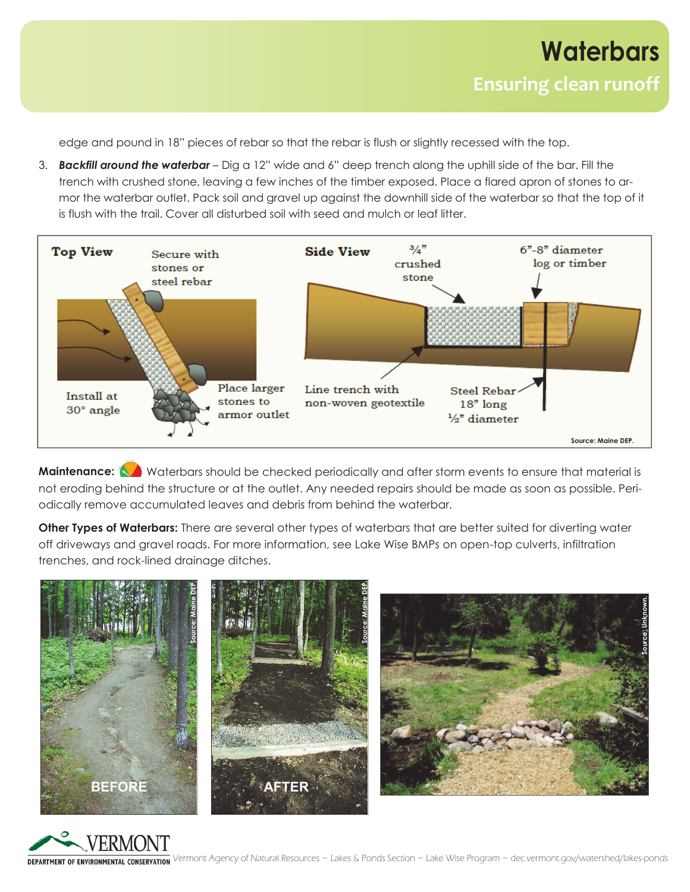# Waterbars

## Ensuring clean runoff

edge and pound in 18" pieces of rebar so that the rebar is flush or slightly recessed with the top.

3. ***Backfill around the waterbar*** – Dig a 12" wide and 6" deep trench along the uphill side of the bar. Fill the trench with crushed stone, leaving a few inches of the timber exposed. Place a flared apron of stones to armor the waterbar outlet. Pack soil and gravel up against the downhill side of the waterbar so that the top of it is flush with the trail. Cover all disturbed soil with seed and mulch or leaf litter.

Top View

Secure with stones or steel rebar

Install at 30° angle

Place larger stones to armor outlet

Side View

¾" crushed stone

6"-8" diameter log or timber

Line trench with non-woven geotextile

Steel Rebar 18" long ½" diameter

Source: Maine DEP.

**Maintenance:** Waterbars should be checked periodically and after storm events to ensure that material is not eroding behind the structure or at the outlet. Any needed repairs should be made as soon as possible. Periodically remove accumulated leaves and debris from behind the waterbar.

**Other Types of Waterbars:** There are several other types of waterbars that are better suited for diverting water off driveways and gravel roads. For more information, see Lake Wise BMPs on open-top culverts, infiltration trenches, and rock-lined drainage ditches.

BEFORE

Source: Maine DEP

AFTER

Source: Maine DEP

Source: Unknown.

VERMONT DEPARTMENT OF ENVIRONMENTAL CONSERVATION Vermont Agency of Natural Resources ~ Lakes & Ponds Section ~ Lake Wise Program ~ dec.vermont.gov/watershed/lakes-ponds